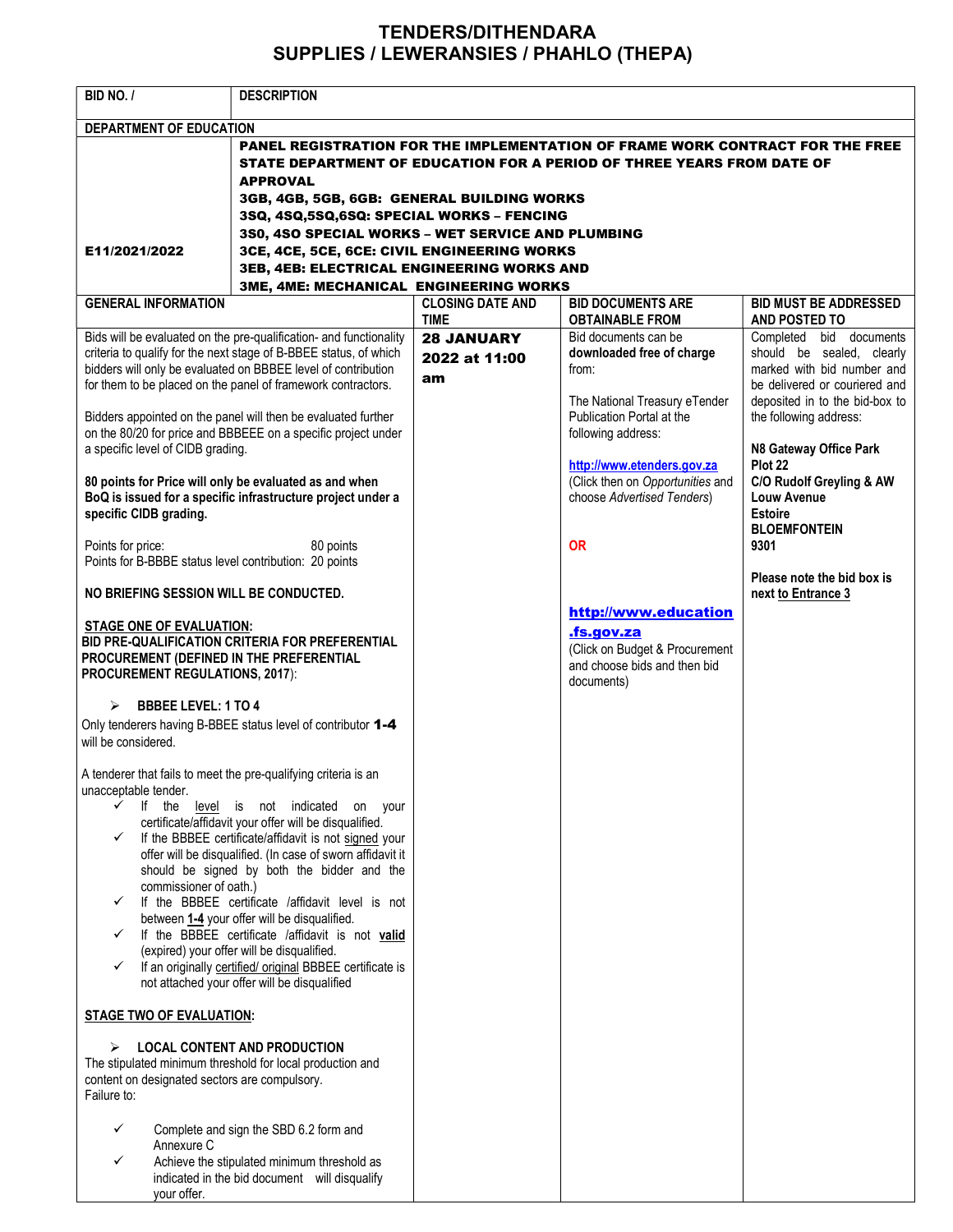# TENDERS/DITHENDARA
## SUPPLIES / LEWERANSIES / PHAHLO (THEPA)

| BID NO. / | DESCRIPTION | | |
|---|---|---|---|
| **DEPARTMENT OF EDUCATION** | | | |
| **E11/2021/2022** | **PANEL REGISTRATION FOR THE IMPLEMENTATION OF FRAME WORK CONTRACT FOR THE FREE STATE DEPARTMENT OF EDUCATION FOR A PERIOD OF THREE YEARS FROM DATE OF APPROVAL**<br>**3GB, 4GB, 5GB, 6GB: GENERAL BUILDING WORKS**<br>**3SQ, 4SQ,5SQ,6SQ: SPECIAL WORKS – FENCING**<br>**3S0, 4SO SPECIAL WORKS – WET SERVICE AND PLUMBING**<br>**3CE, 4CE, 5CE, 6CE: CIVIL ENGINEERING WORKS**<br>**3EB, 4EB: ELECTRICAL ENGINEERING WORKS AND**<br>**3ME, 4ME: MECHANICAL ENGINEERING WORKS** | | |

| GENERAL INFORMATION | CLOSING DATE AND TIME | BID DOCUMENTS ARE OBTAINABLE FROM | BID MUST BE ADDRESSED AND POSTED TO |
|---|---|---|---|
| Bids will be evaluated on the pre-qualification- and functionality criteria to qualify for the next stage of B-BBEE status, of which bidders will only be evaluated on BBBEE level of contribution for them to be placed on the panel of framework contractors.<br><br>Bidders appointed on the panel will then be evaluated further on the 80/20 for price and BBBEEE on a specific project under a specific level of CIDB grading.<br><br>**80 points for Price will only be evaluated as and when BoQ is issued for a specific infrastructure project under a specific CIDB grading.**<br><br>Points for price: 80 points<br>Points for B-BBBE status level contribution: 20 points<br><br>**NO BRIEFING SESSION WILL BE CONDUCTED.**<br><br>**STAGE ONE OF EVALUATION:**<br>**BID PRE-QUALIFICATION CRITERIA FOR PREFERENTIAL PROCUREMENT (DEFINED IN THE PREFERENTIAL PROCUREMENT REGULATIONS, 2017):**<br><br>➢ **BBBEE LEVEL: 1 TO 4**<br>Only tenderers having B-BBEE status level of contributor **1-4** will be considered.<br><br>A tenderer that fails to meet the pre-qualifying criteria is an unacceptable tender.<br>✓ If the level is not indicated on your certificate/affidavit your offer will be disqualified.<br>✓ If the BBBEE certificate/affidavit is not signed your offer will be disqualified. (In case of sworn affidavit it should be signed by both the bidder and the commissioner of oath.)<br>✓ If the BBBEE certificate /affidavit level is not between **1-4** your offer will be disqualified.<br>✓ If the BBBEE certificate /affidavit is not **valid** (expired) your offer will be disqualified.<br>✓ If an originally certified/ original BBBEE certificate is not attached your offer will be disqualified<br><br>**STAGE TWO OF EVALUATION:**<br><br>➢ **LOCAL CONTENT AND PRODUCTION**<br>The stipulated minimum threshold for local production and content on designated sectors are compulsory.<br>Failure to:<br><br>✓ Complete and sign the SBD 6.2 form and Annexure C<br>✓ Achieve the stipulated minimum threshold as indicated in the bid document will disqualify your offer. | **28 JANUARY 2022 at 11:00 am** | Bid documents can be **downloaded free of charge** from:<br><br>The National Treasury eTender Publication Portal at the following address:<br><br>http://www.etenders.gov.za (Click then on *Opportunities* and choose *Advertised Tenders*)<br><br>**OR**<br><br>http://www.education.fs.gov.za (Click on Budget & Procurement and choose bids and then bid documents) | Completed bid documents should be sealed, clearly marked with bid number and be delivered or couriered and deposited in to the bid-box to the following address:<br><br>**N8 Gateway Office Park**<br>**Plot 22**<br>**C/O Rudolf Greyling & AW Louw Avenue**<br>**Estoire**<br>**BLOEMFONTEIN**<br>**9301**<br><br>**Please note the bid box is next to Entrance 3** |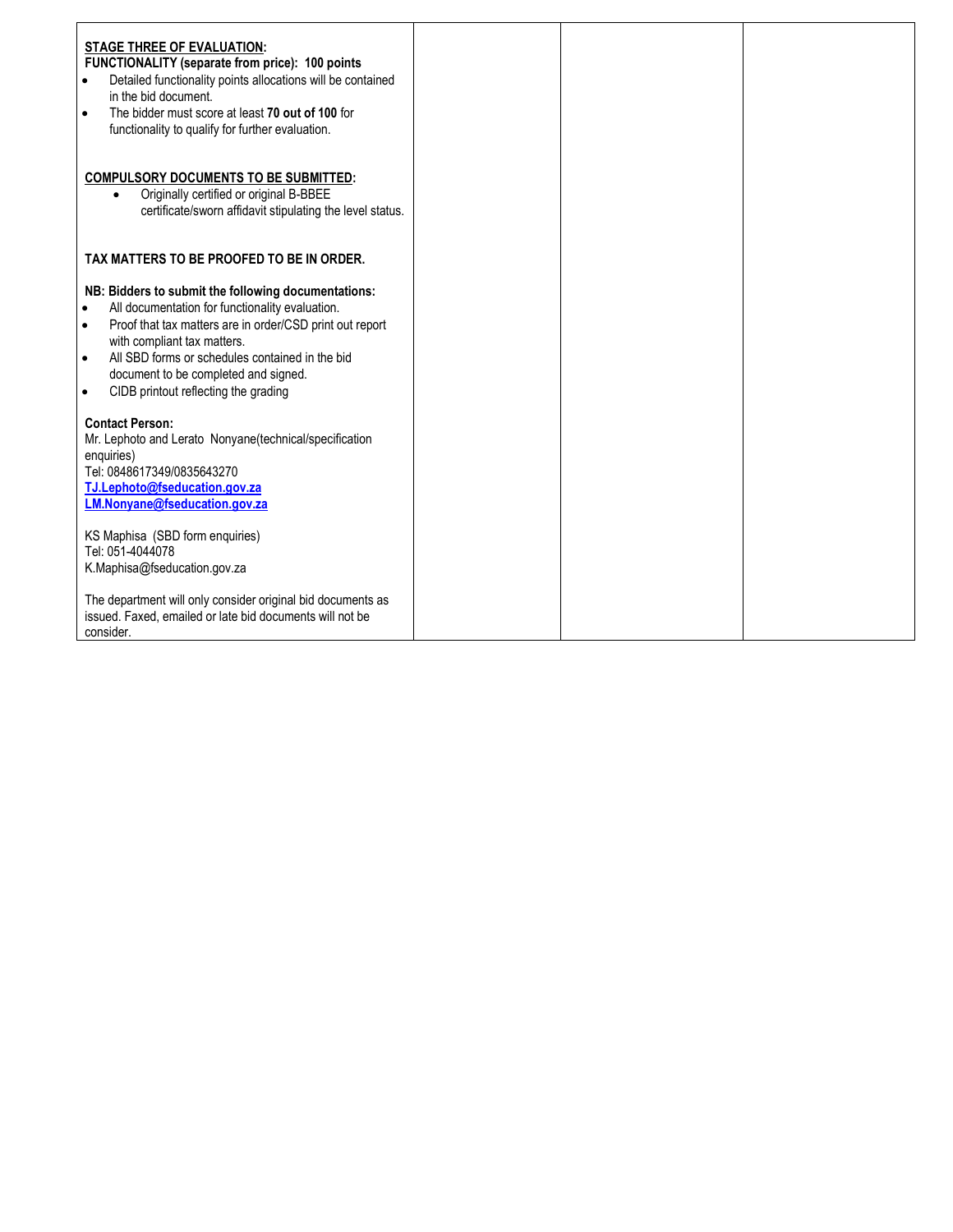| | | | |
|---|---|---|---|
| **STAGE THREE OF EVALUATION:**<br>**FUNCTIONALITY (separate from price): 100 points**<br>• Detailed functionality points allocations will be contained in the bid document.<br>• The bidder must score at least **70 out of 100** for functionality to qualify for further evaluation.<br><br>**COMPULSORY DOCUMENTS TO BE SUBMITTED:**<br>• Originally certified or original B-BBEE certificate/sworn affidavit stipulating the level status.<br><br>**TAX MATTERS TO BE PROOFED TO BE IN ORDER.**<br><br>**NB: Bidders to submit the following documentations:**<br>• All documentation for functionality evaluation.<br>• Proof that tax matters are in order/CSD print out report with compliant tax matters.<br>• All SBD forms or schedules contained in the bid document to be completed and signed.<br>• CIDB printout reflecting the grading<br><br>**Contact Person:**<br>Mr. Lephoto and Lerato Nonyane(technical/specification enquiries)<br>Tel: 0848617349/0835643270<br>**TJ.Lephoto@fseducation.gov.za**<br>**LM.Nonyane@fseducation.gov.za**<br><br>KS Maphisa (SBD form enquiries)<br>Tel: 051-4044078<br>K.Maphisa@fseducation.gov.za<br><br>The department will only consider original bid documents as issued. Faxed, emailed or late bid documents will not be consider. | | | |